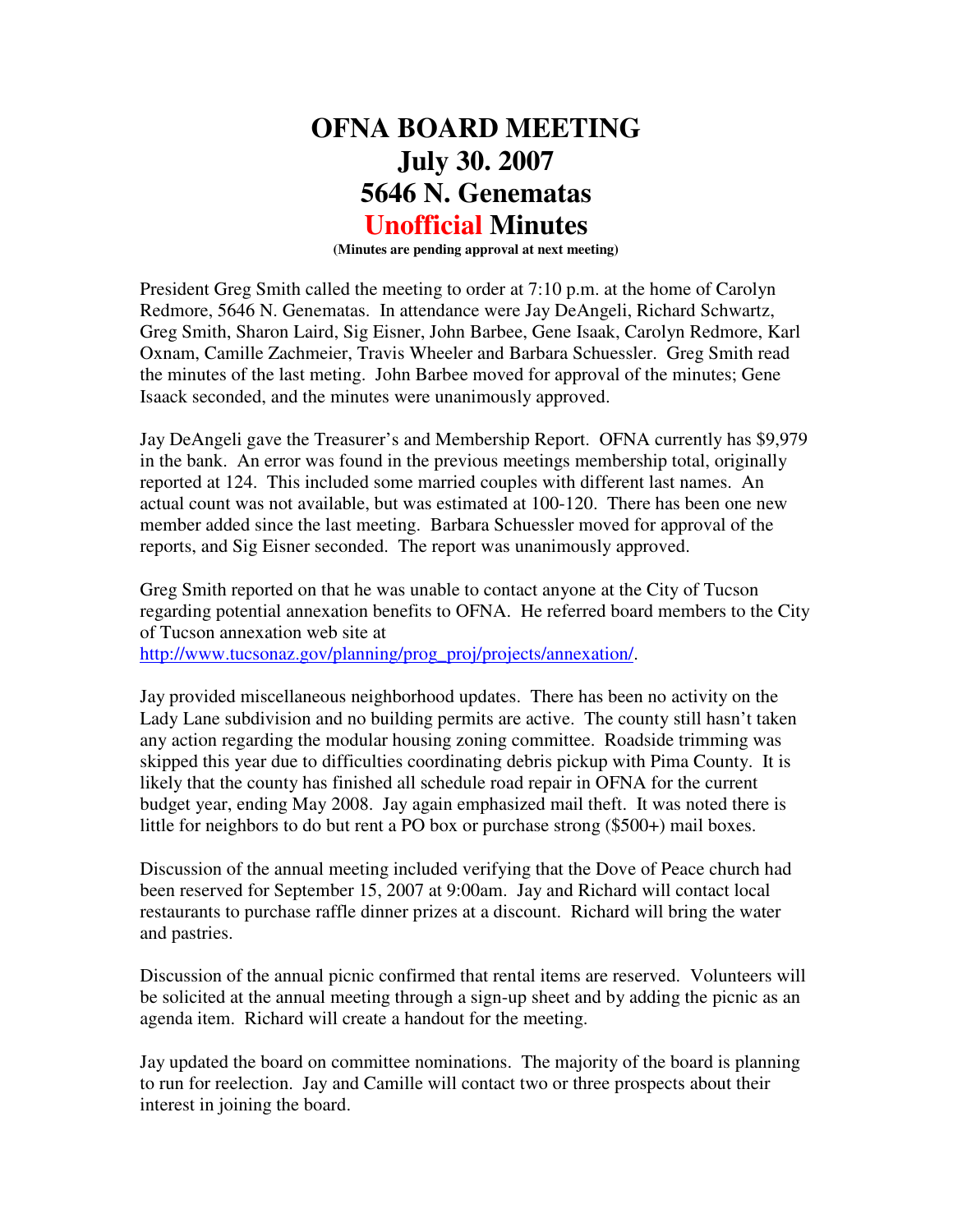# OFNA BOARD MEETING
# July 30. 2007
# 5646 N. Genematas
# Unofficial Minutes

**(Minutes are pending approval at next meeting)**

President Greg Smith called the meeting to order at 7:10 p.m. at the home of Carolyn Redmore, 5646 N. Genematas. In attendance were Jay DeAngeli, Richard Schwartz, Greg Smith, Sharon Laird, Sig Eisner, John Barbee, Gene Isaak, Carolyn Redmore, Karl Oxnam, Camille Zachmeier, Travis Wheeler and Barbara Schuessler. Greg Smith read the minutes of the last meting. John Barbee moved for approval of the minutes; Gene Isaack seconded, and the minutes were unanimously approved.

Jay DeAngeli gave the Treasurer's and Membership Report. OFNA currently has $9,979 in the bank. An error was found in the previous meetings membership total, originally reported at 124. This included some married couples with different last names. An actual count was not available, but was estimated at 100-120. There has been one new member added since the last meeting. Barbara Schuessler moved for approval of the reports, and Sig Eisner seconded. The report was unanimously approved.

Greg Smith reported on that he was unable to contact anyone at the City of Tucson regarding potential annexation benefits to OFNA. He referred board members to the City of Tucson annexation web site at http://www.tucsonaz.gov/planning/prog_proj/projects/annexation/.

Jay provided miscellaneous neighborhood updates. There has been no activity on the Lady Lane subdivision and no building permits are active. The county still hasn't taken any action regarding the modular housing zoning committee. Roadside trimming was skipped this year due to difficulties coordinating debris pickup with Pima County. It is likely that the county has finished all schedule road repair in OFNA for the current budget year, ending May 2008. Jay again emphasized mail theft. It was noted there is little for neighbors to do but rent a PO box or purchase strong ($500+) mail boxes.

Discussion of the annual meeting included verifying that the Dove of Peace church had been reserved for September 15, 2007 at 9:00am. Jay and Richard will contact local restaurants to purchase raffle dinner prizes at a discount. Richard will bring the water and pastries.

Discussion of the annual picnic confirmed that rental items are reserved. Volunteers will be solicited at the annual meeting through a sign-up sheet and by adding the picnic as an agenda item. Richard will create a handout for the meeting.

Jay updated the board on committee nominations. The majority of the board is planning to run for reelection. Jay and Camille will contact two or three prospects about their interest in joining the board.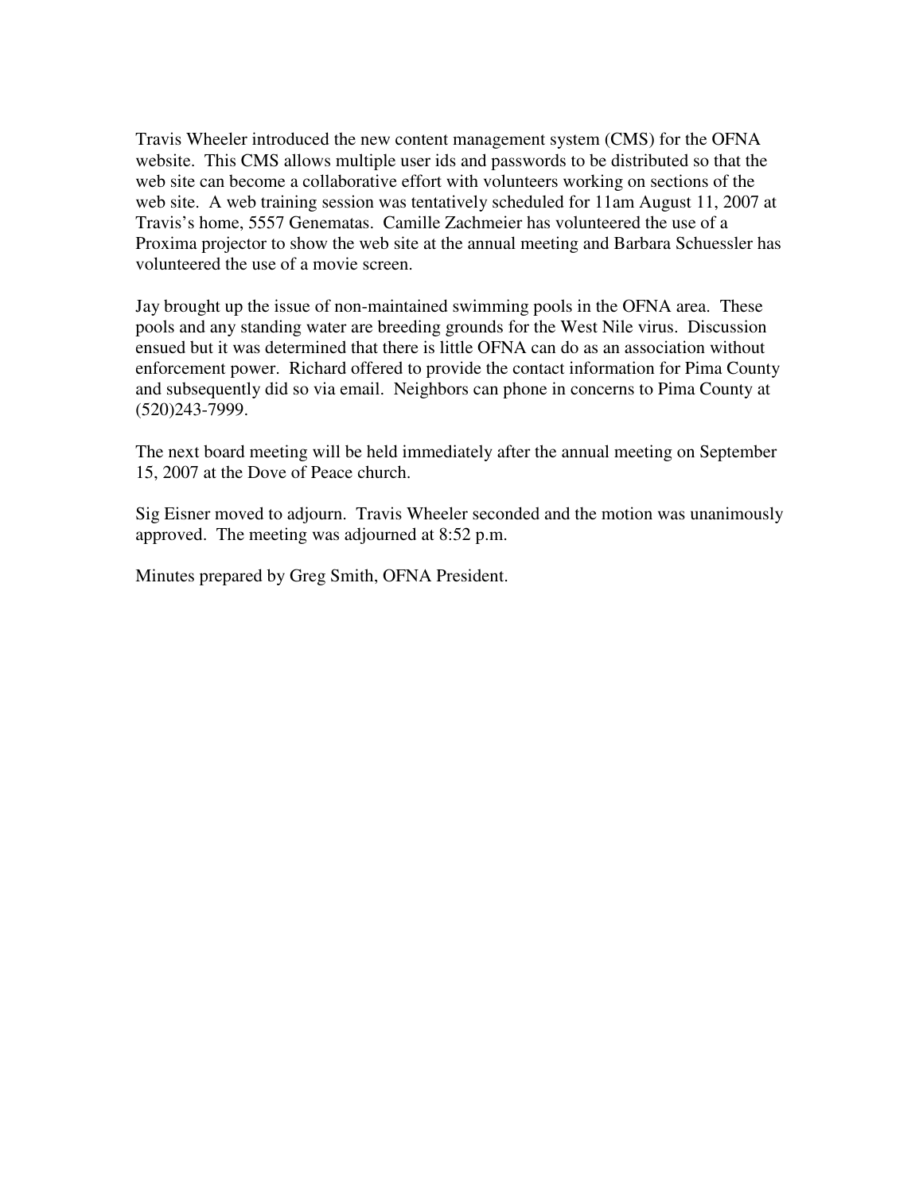Travis Wheeler introduced the new content management system (CMS) for the OFNA website. This CMS allows multiple user ids and passwords to be distributed so that the web site can become a collaborative effort with volunteers working on sections of the web site. A web training session was tentatively scheduled for 11am August 11, 2007 at Travis's home, 5557 Genematas. Camille Zachmeier has volunteered the use of a Proxima projector to show the web site at the annual meeting and Barbara Schuessler has volunteered the use of a movie screen.

Jay brought up the issue of non-maintained swimming pools in the OFNA area. These pools and any standing water are breeding grounds for the West Nile virus. Discussion ensued but it was determined that there is little OFNA can do as an association without enforcement power. Richard offered to provide the contact information for Pima County and subsequently did so via email. Neighbors can phone in concerns to Pima County at (520)243-7999.

The next board meeting will be held immediately after the annual meeting on September 15, 2007 at the Dove of Peace church.

Sig Eisner moved to adjourn. Travis Wheeler seconded and the motion was unanimously approved. The meeting was adjourned at 8:52 p.m.

Minutes prepared by Greg Smith, OFNA President.